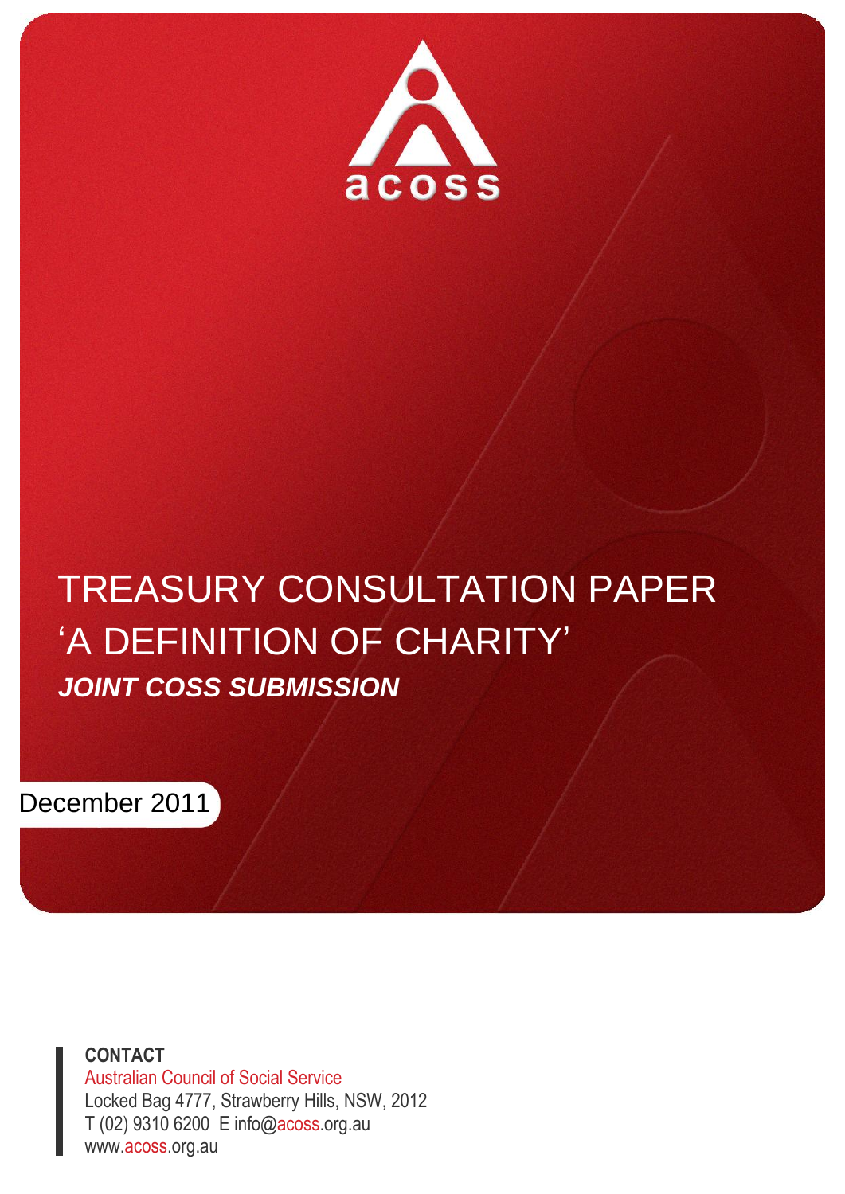acoss

# TREASURY CONSULTATION PAPER ‘A DEFINITION OF CHARITY’

## *JOINT COSS SUBMISSION*

December 2011

**CONTACT**
Australian Council of Social Service
Locked Bag 4777, Strawberry Hills, NSW, 2012
T (02) 9310 6200 E info@acoss.org.au
www.acoss.org.au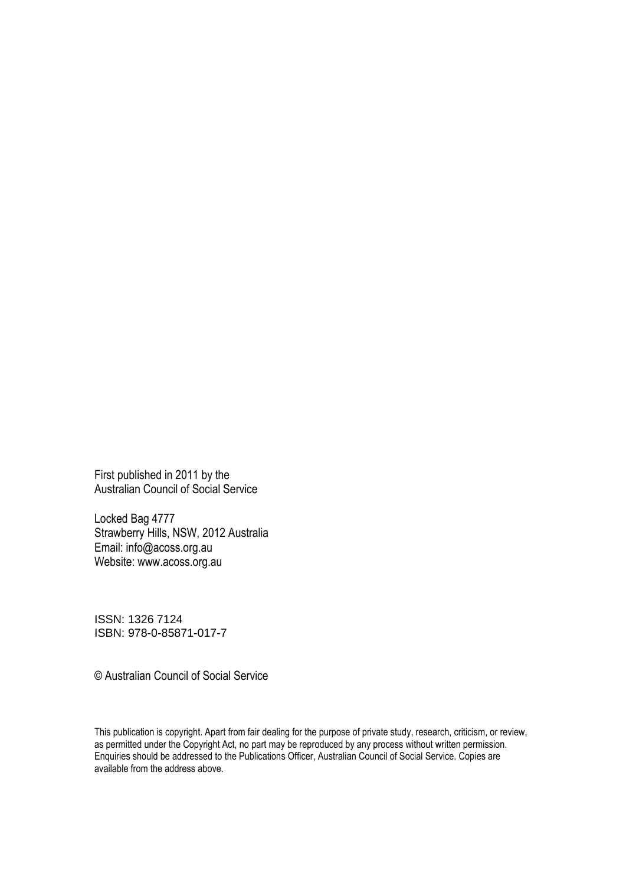First published in 2011 by the
Australian Council of Social Service

Locked Bag 4777
Strawberry Hills, NSW, 2012 Australia
Email: info@acoss.org.au
Website: www.acoss.org.au

ISSN: 1326 7124
ISBN: 978-0-85871-017-7

© Australian Council of Social Service

This publication is copyright. Apart from fair dealing for the purpose of private study, research, criticism, or review, as permitted under the Copyright Act, no part may be reproduced by any process without written permission. Enquiries should be addressed to the Publications Officer, Australian Council of Social Service. Copies are available from the address above.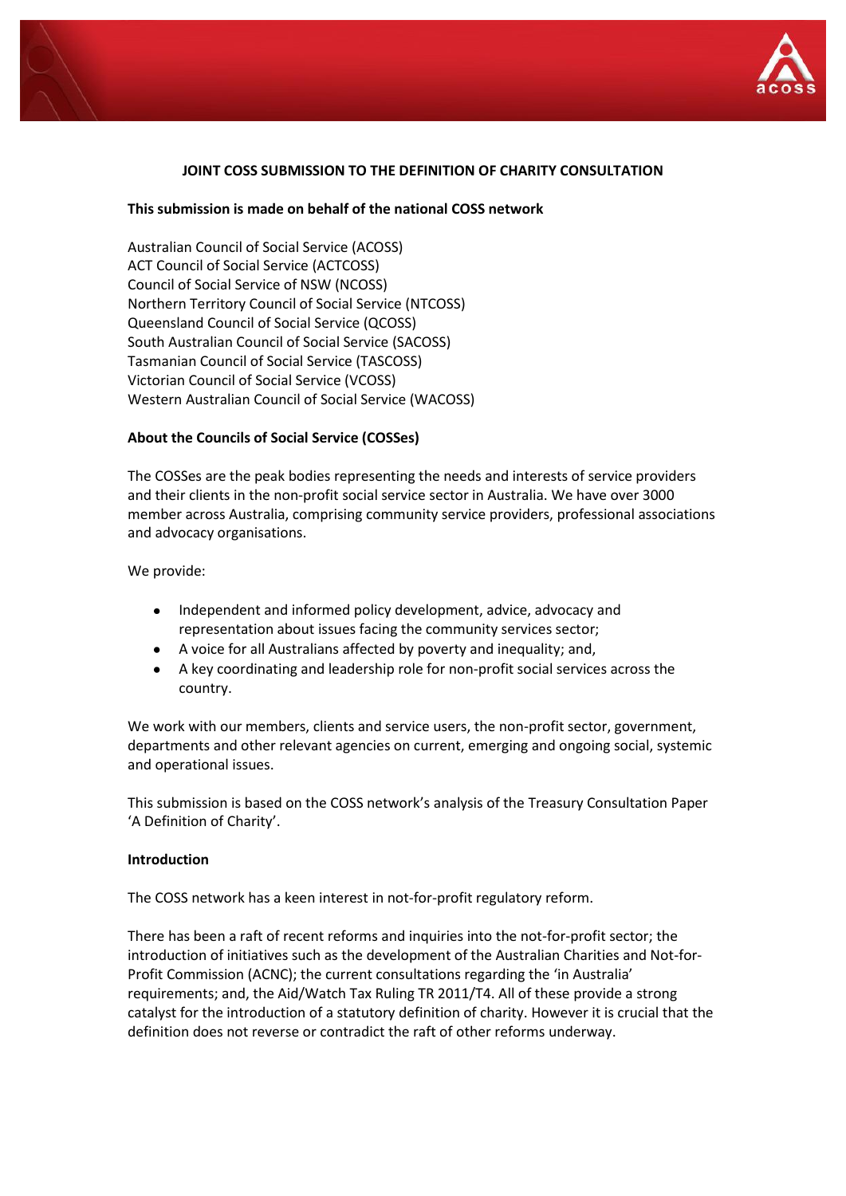## JOINT COSS SUBMISSION TO THE DEFINITION OF CHARITY CONSULTATION

**This submission is made on behalf of the national COSS network**

Australian Council of Social Service (ACOSS)
ACT Council of Social Service (ACTCOSS)
Council of Social Service of NSW (NCOSS)
Northern Territory Council of Social Service (NTCOSS)
Queensland Council of Social Service (QCOSS)
South Australian Council of Social Service (SACOSS)
Tasmanian Council of Social Service (TASCOSS)
Victorian Council of Social Service (VCOSS)
Western Australian Council of Social Service (WACOSS)

**About the Councils of Social Service (COSSes)**

The COSSes are the peak bodies representing the needs and interests of service providers and their clients in the non-profit social service sector in Australia. We have over 3000 member across Australia, comprising community service providers, professional associations and advocacy organisations.

We provide:

- Independent and informed policy development, advice, advocacy and representation about issues facing the community services sector;
- A voice for all Australians affected by poverty and inequality; and,
- A key coordinating and leadership role for non-profit social services across the country.

We work with our members, clients and service users, the non-profit sector, government, departments and other relevant agencies on current, emerging and ongoing social, systemic and operational issues.

This submission is based on the COSS network's analysis of the Treasury Consultation Paper 'A Definition of Charity'.

**Introduction**

The COSS network has a keen interest in not-for-profit regulatory reform.

There has been a raft of recent reforms and inquiries into the not-for-profit sector; the introduction of initiatives such as the development of the Australian Charities and Not-for-Profit Commission (ACNC); the current consultations regarding the 'in Australia' requirements; and, the Aid/Watch Tax Ruling TR 2011/T4. All of these provide a strong catalyst for the introduction of a statutory definition of charity. However it is crucial that the definition does not reverse or contradict the raft of other reforms underway.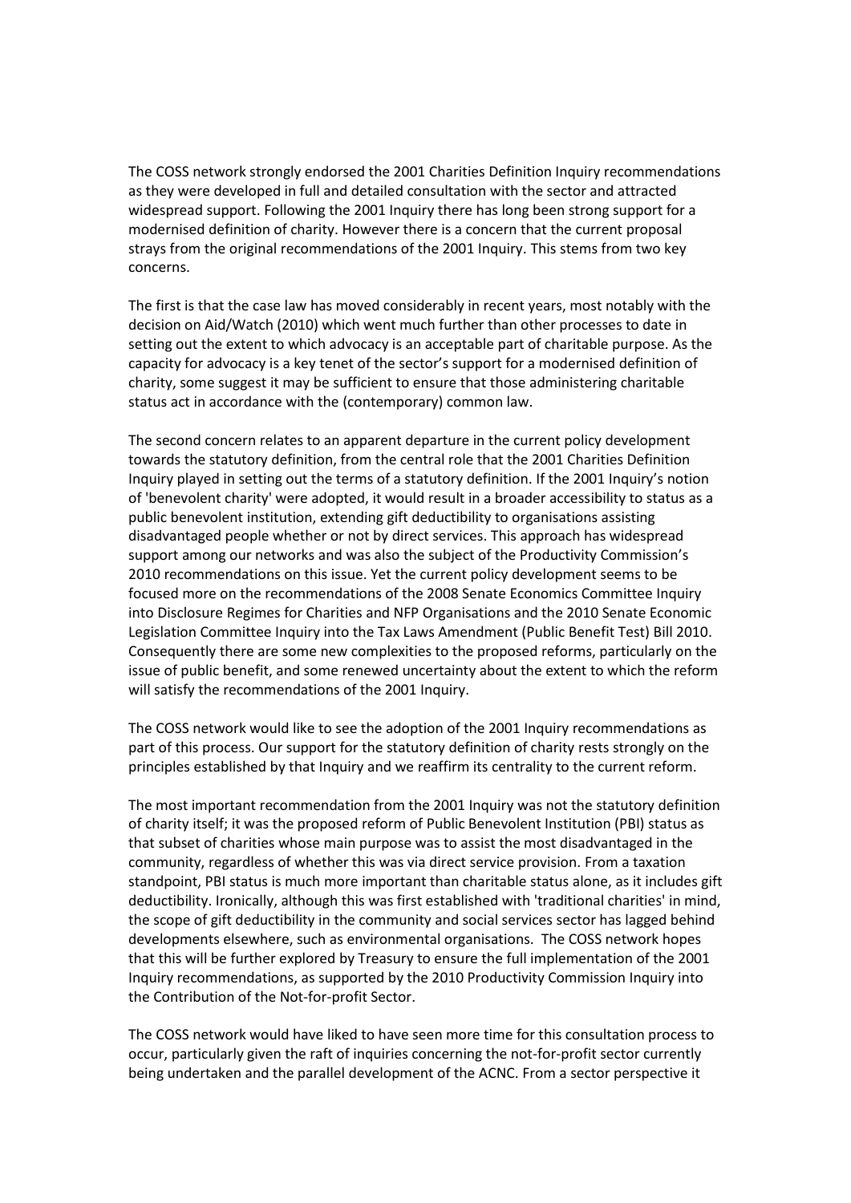The COSS network strongly endorsed the 2001 Charities Definition Inquiry recommendations as they were developed in full and detailed consultation with the sector and attracted widespread support. Following the 2001 Inquiry there has long been strong support for a modernised definition of charity. However there is a concern that the current proposal strays from the original recommendations of the 2001 Inquiry. This stems from two key concerns.

The first is that the case law has moved considerably in recent years, most notably with the decision on Aid/Watch (2010) which went much further than other processes to date in setting out the extent to which advocacy is an acceptable part of charitable purpose. As the capacity for advocacy is a key tenet of the sector's support for a modernised definition of charity, some suggest it may be sufficient to ensure that those administering charitable status act in accordance with the (contemporary) common law.

The second concern relates to an apparent departure in the current policy development towards the statutory definition, from the central role that the 2001 Charities Definition Inquiry played in setting out the terms of a statutory definition. If the 2001 Inquiry's notion of 'benevolent charity' were adopted, it would result in a broader accessibility to status as a public benevolent institution, extending gift deductibility to organisations assisting disadvantaged people whether or not by direct services. This approach has widespread support among our networks and was also the subject of the Productivity Commission's 2010 recommendations on this issue. Yet the current policy development seems to be focused more on the recommendations of the 2008 Senate Economics Committee Inquiry into Disclosure Regimes for Charities and NFP Organisations and the 2010 Senate Economic Legislation Committee Inquiry into the Tax Laws Amendment (Public Benefit Test) Bill 2010. Consequently there are some new complexities to the proposed reforms, particularly on the issue of public benefit, and some renewed uncertainty about the extent to which the reform will satisfy the recommendations of the 2001 Inquiry.

The COSS network would like to see the adoption of the 2001 Inquiry recommendations as part of this process. Our support for the statutory definition of charity rests strongly on the principles established by that Inquiry and we reaffirm its centrality to the current reform.

The most important recommendation from the 2001 Inquiry was not the statutory definition of charity itself; it was the proposed reform of Public Benevolent Institution (PBI) status as that subset of charities whose main purpose was to assist the most disadvantaged in the community, regardless of whether this was via direct service provision. From a taxation standpoint, PBI status is much more important than charitable status alone, as it includes gift deductibility. Ironically, although this was first established with 'traditional charities' in mind, the scope of gift deductibility in the community and social services sector has lagged behind developments elsewhere, such as environmental organisations. The COSS network hopes that this will be further explored by Treasury to ensure the full implementation of the 2001 Inquiry recommendations, as supported by the 2010 Productivity Commission Inquiry into the Contribution of the Not-for-profit Sector.

The COSS network would have liked to have seen more time for this consultation process to occur, particularly given the raft of inquiries concerning the not-for-profit sector currently being undertaken and the parallel development of the ACNC. From a sector perspective it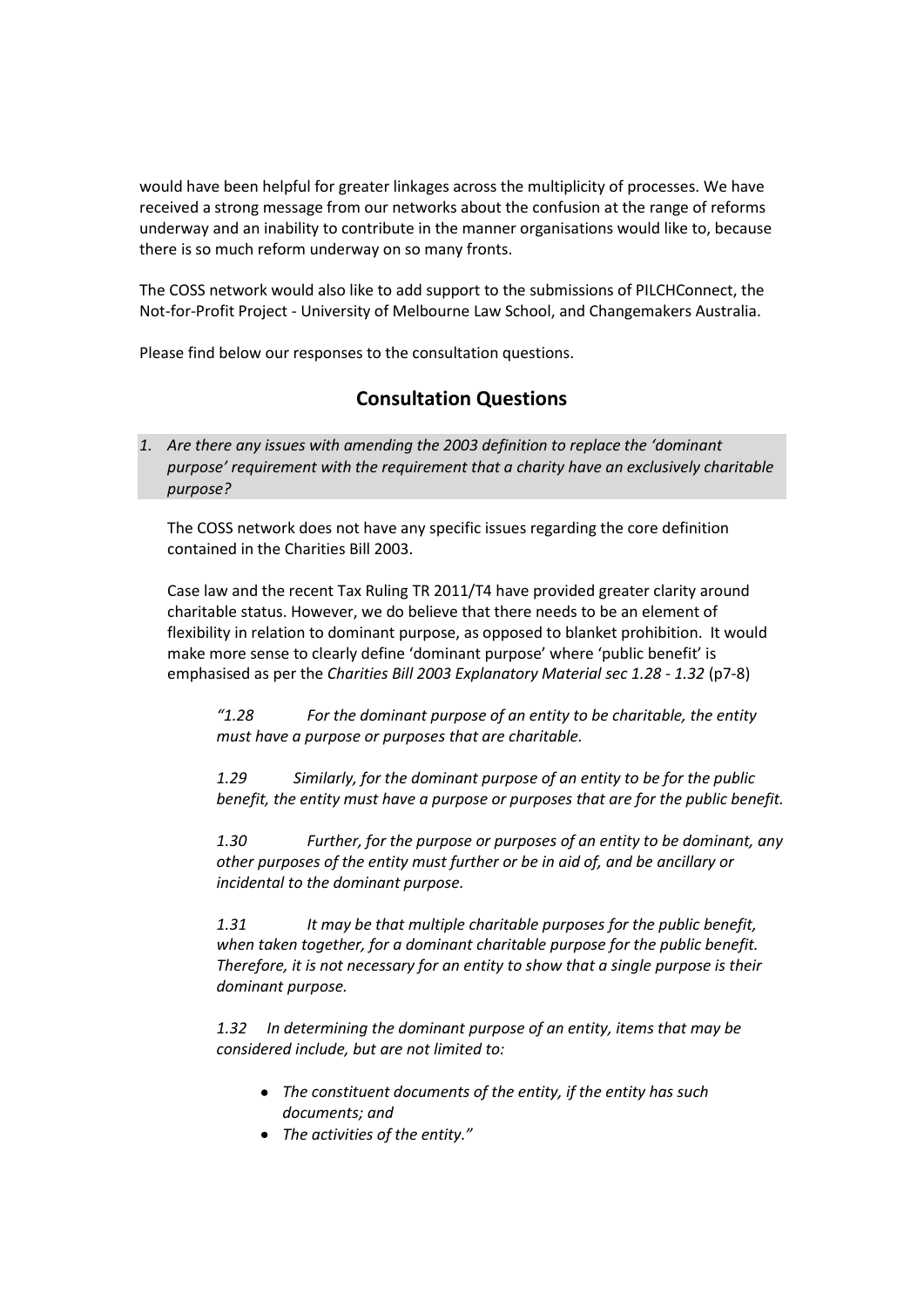would have been helpful for greater linkages across the multiplicity of processes. We have received a strong message from our networks about the confusion at the range of reforms underway and an inability to contribute in the manner organisations would like to, because there is so much reform underway on so many fronts.

The COSS network would also like to add support to the submissions of PILCHConnect, the Not-for-Profit Project - University of Melbourne Law School, and Changemakers Australia.

Please find below our responses to the consultation questions.

## Consultation Questions

*1. Are there any issues with amending the 2003 definition to replace the 'dominant purpose' requirement with the requirement that a charity have an exclusively charitable purpose?*

The COSS network does not have any specific issues regarding the core definition contained in the Charities Bill 2003.

Case law and the recent Tax Ruling TR 2011/T4 have provided greater clarity around charitable status. However, we do believe that there needs to be an element of flexibility in relation to dominant purpose, as opposed to blanket prohibition. It would make more sense to clearly define 'dominant purpose' where 'public benefit' is emphasised as per the *Charities Bill 2003 Explanatory Material sec 1.28 - 1.32* (p7-8)

> *"1.28 For the dominant purpose of an entity to be charitable, the entity must have a purpose or purposes that are charitable.*
>
> *1.29 Similarly, for the dominant purpose of an entity to be for the public benefit, the entity must have a purpose or purposes that are for the public benefit.*
>
> *1.30 Further, for the purpose or purposes of an entity to be dominant, any other purposes of the entity must further or be in aid of, and be ancillary or incidental to the dominant purpose.*
>
> *1.31 It may be that multiple charitable purposes for the public benefit, when taken together, for a dominant charitable purpose for the public benefit. Therefore, it is not necessary for an entity to show that a single purpose is their dominant purpose.*
>
> *1.32 In determining the dominant purpose of an entity, items that may be considered include, but are not limited to:*
>
> - *The constituent documents of the entity, if the entity has such documents; and*
> - *The activities of the entity."*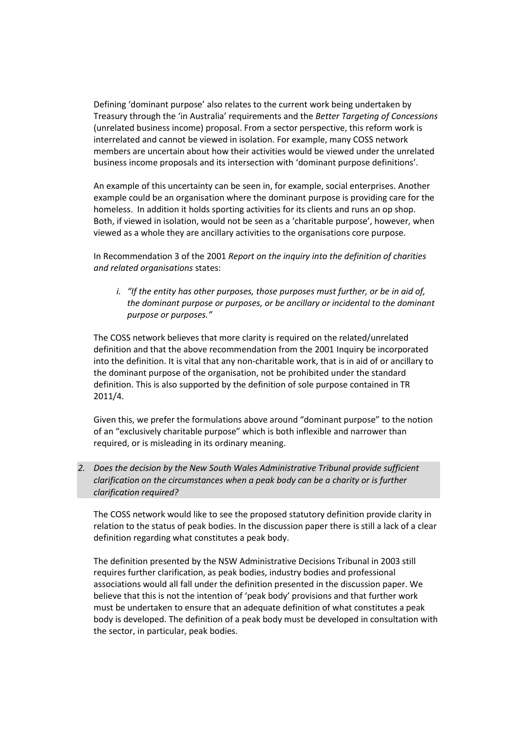Defining 'dominant purpose' also relates to the current work being undertaken by Treasury through the 'in Australia' requirements and the *Better Targeting of Concessions* (unrelated business income) proposal. From a sector perspective, this reform work is interrelated and cannot be viewed in isolation. For example, many COSS network members are uncertain about how their activities would be viewed under the unrelated business income proposals and its intersection with 'dominant purpose definitions'.

An example of this uncertainty can be seen in, for example, social enterprises. Another example could be an organisation where the dominant purpose is providing care for the homeless. In addition it holds sporting activities for its clients and runs an op shop. Both, if viewed in isolation, would not be seen as a 'charitable purpose', however, when viewed as a whole they are ancillary activities to the organisations core purpose.

In Recommendation 3 of the 2001 *Report on the inquiry into the definition of charities and related organisations* states:

i. *"If the entity has other purposes, those purposes must further, or be in aid of, the dominant purpose or purposes, or be ancillary or incidental to the dominant purpose or purposes."*

The COSS network believes that more clarity is required on the related/unrelated definition and that the above recommendation from the 2001 Inquiry be incorporated into the definition. It is vital that any non-charitable work, that is in aid of or ancillary to the dominant purpose of the organisation, not be prohibited under the standard definition. This is also supported by the definition of sole purpose contained in TR 2011/4.

Given this, we prefer the formulations above around "dominant purpose" to the notion of an "exclusively charitable purpose" which is both inflexible and narrower than required, or is misleading in its ordinary meaning.

2. *Does the decision by the New South Wales Administrative Tribunal provide sufficient clarification on the circumstances when a peak body can be a charity or is further clarification required?*

The COSS network would like to see the proposed statutory definition provide clarity in relation to the status of peak bodies. In the discussion paper there is still a lack of a clear definition regarding what constitutes a peak body.

The definition presented by the NSW Administrative Decisions Tribunal in 2003 still requires further clarification, as peak bodies, industry bodies and professional associations would all fall under the definition presented in the discussion paper. We believe that this is not the intention of 'peak body' provisions and that further work must be undertaken to ensure that an adequate definition of what constitutes a peak body is developed. The definition of a peak body must be developed in consultation with the sector, in particular, peak bodies.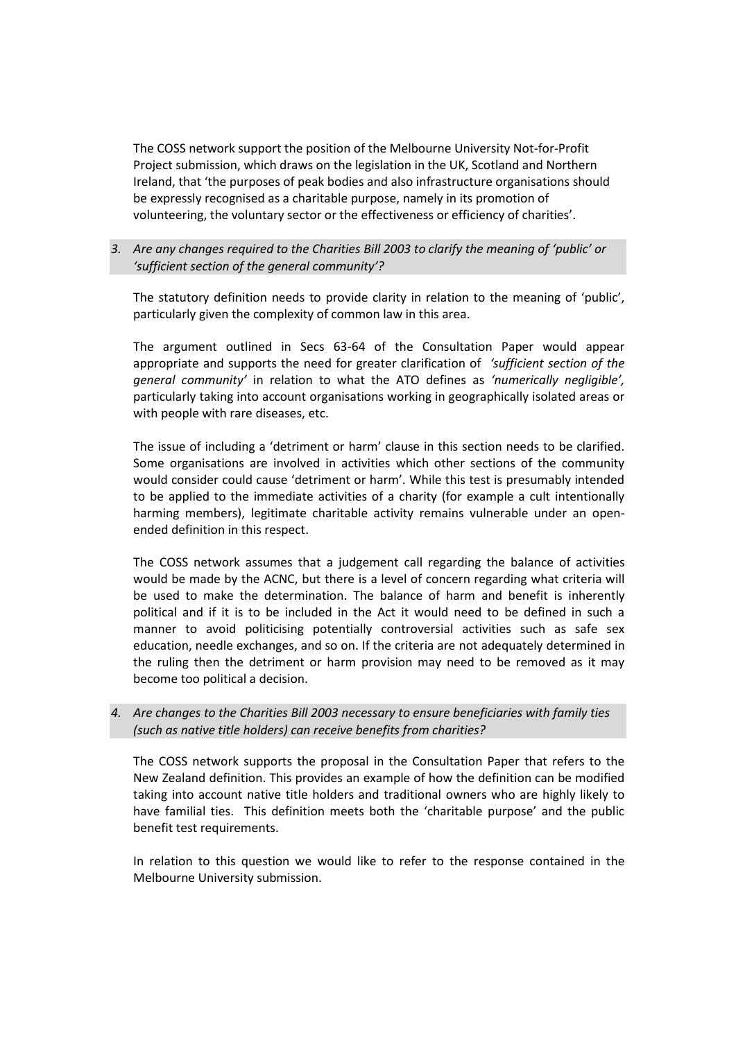The COSS network support the position of the Melbourne University Not-for-Profit Project submission, which draws on the legislation in the UK, Scotland and Northern Ireland, that 'the purposes of peak bodies and also infrastructure organisations should be expressly recognised as a charitable purpose, namely in its promotion of volunteering, the voluntary sector or the effectiveness or efficiency of charities'.

*3. Are any changes required to the Charities Bill 2003 to clarify the meaning of 'public' or 'sufficient section of the general community'?*

The statutory definition needs to provide clarity in relation to the meaning of 'public', particularly given the complexity of common law in this area.

The argument outlined in Secs 63-64 of the Consultation Paper would appear appropriate and supports the need for greater clarification of *'sufficient section of the general community'* in relation to what the ATO defines as *'numerically negligible',* particularly taking into account organisations working in geographically isolated areas or with people with rare diseases, etc.

The issue of including a 'detriment or harm' clause in this section needs to be clarified. Some organisations are involved in activities which other sections of the community would consider could cause 'detriment or harm'. While this test is presumably intended to be applied to the immediate activities of a charity (for example a cult intentionally harming members), legitimate charitable activity remains vulnerable under an open-ended definition in this respect.

The COSS network assumes that a judgement call regarding the balance of activities would be made by the ACNC, but there is a level of concern regarding what criteria will be used to make the determination. The balance of harm and benefit is inherently political and if it is to be included in the Act it would need to be defined in such a manner to avoid politicising potentially controversial activities such as safe sex education, needle exchanges, and so on. If the criteria are not adequately determined in the ruling then the detriment or harm provision may need to be removed as it may become too political a decision.

*4. Are changes to the Charities Bill 2003 necessary to ensure beneficiaries with family ties (such as native title holders) can receive benefits from charities?*

The COSS network supports the proposal in the Consultation Paper that refers to the New Zealand definition. This provides an example of how the definition can be modified taking into account native title holders and traditional owners who are highly likely to have familial ties. This definition meets both the 'charitable purpose' and the public benefit test requirements.

In relation to this question we would like to refer to the response contained in the Melbourne University submission.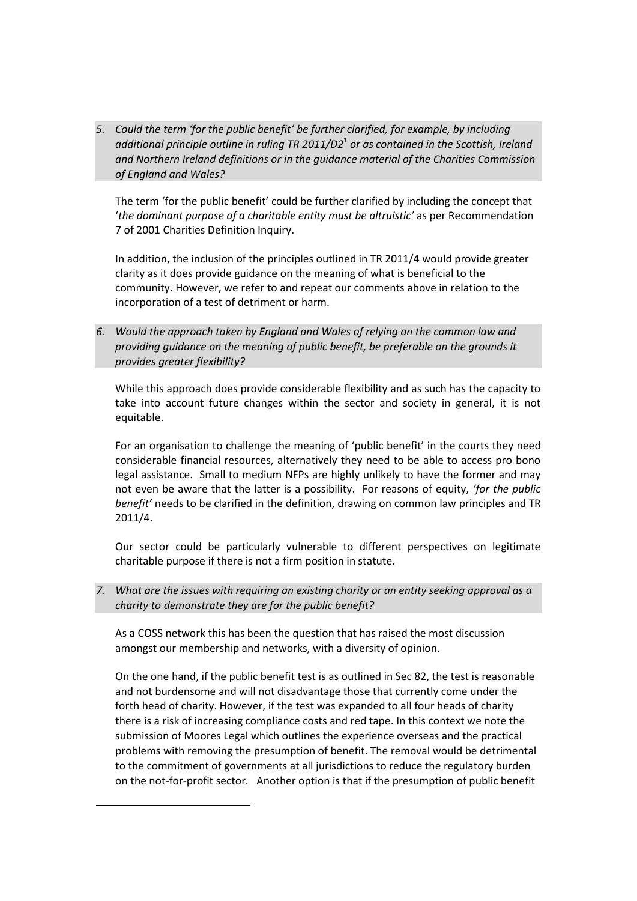*5. Could the term 'for the public benefit' be further clarified, for example, by including additional principle outline in ruling TR 2011/D2[1] or as contained in the Scottish, Ireland and Northern Ireland definitions or in the guidance material of the Charities Commission of England and Wales?*

The term 'for the public benefit' could be further clarified by including the concept that '*the dominant purpose of a charitable entity must be altruistic'* as per Recommendation 7 of 2001 Charities Definition Inquiry.

In addition, the inclusion of the principles outlined in TR 2011/4 would provide greater clarity as it does provide guidance on the meaning of what is beneficial to the community. However, we refer to and repeat our comments above in relation to the incorporation of a test of detriment or harm.

*6. Would the approach taken by England and Wales of relying on the common law and providing guidance on the meaning of public benefit, be preferable on the grounds it provides greater flexibility?*

While this approach does provide considerable flexibility and as such has the capacity to take into account future changes within the sector and society in general, it is not equitable.

For an organisation to challenge the meaning of 'public benefit' in the courts they need considerable financial resources, alternatively they need to be able to access pro bono legal assistance. Small to medium NFPs are highly unlikely to have the former and may not even be aware that the latter is a possibility. For reasons of equity, *'for the public benefit'* needs to be clarified in the definition, drawing on common law principles and TR 2011/4.

Our sector could be particularly vulnerable to different perspectives on legitimate charitable purpose if there is not a firm position in statute.

*7. What are the issues with requiring an existing charity or an entity seeking approval as a charity to demonstrate they are for the public benefit?*

As a COSS network this has been the question that has raised the most discussion amongst our membership and networks, with a diversity of opinion.

On the one hand, if the public benefit test is as outlined in Sec 82, the test is reasonable and not burdensome and will not disadvantage those that currently come under the forth head of charity. However, if the test was expanded to all four heads of charity there is a risk of increasing compliance costs and red tape. In this context we note the submission of Moores Legal which outlines the experience overseas and the practical problems with removing the presumption of benefit. The removal would be detrimental to the commitment of governments at all jurisdictions to reduce the regulatory burden on the not-for-profit sector. Another option is that if the presumption of public benefit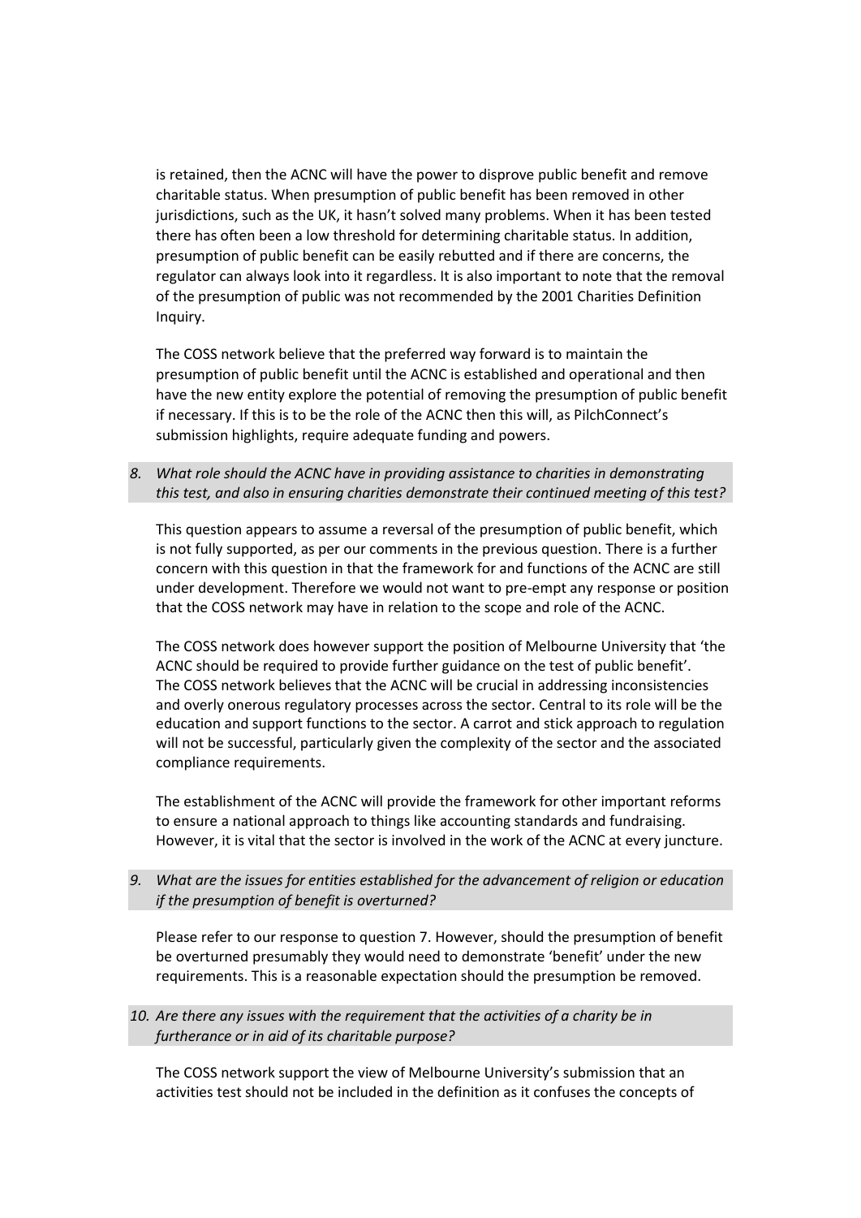is retained, then the ACNC will have the power to disprove public benefit and remove charitable status. When presumption of public benefit has been removed in other jurisdictions, such as the UK, it hasn't solved many problems. When it has been tested there has often been a low threshold for determining charitable status. In addition, presumption of public benefit can be easily rebutted and if there are concerns, the regulator can always look into it regardless. It is also important to note that the removal of the presumption of public was not recommended by the 2001 Charities Definition Inquiry.

The COSS network believe that the preferred way forward is to maintain the presumption of public benefit until the ACNC is established and operational and then have the new entity explore the potential of removing the presumption of public benefit if necessary. If this is to be the role of the ACNC then this will, as PilchConnect's submission highlights, require adequate funding and powers.

*8. What role should the ACNC have in providing assistance to charities in demonstrating this test, and also in ensuring charities demonstrate their continued meeting of this test?*

This question appears to assume a reversal of the presumption of public benefit, which is not fully supported, as per our comments in the previous question. There is a further concern with this question in that the framework for and functions of the ACNC are still under development. Therefore we would not want to pre-empt any response or position that the COSS network may have in relation to the scope and role of the ACNC.

The COSS network does however support the position of Melbourne University that 'the ACNC should be required to provide further guidance on the test of public benefit'. The COSS network believes that the ACNC will be crucial in addressing inconsistencies and overly onerous regulatory processes across the sector. Central to its role will be the education and support functions to the sector. A carrot and stick approach to regulation will not be successful, particularly given the complexity of the sector and the associated compliance requirements.

The establishment of the ACNC will provide the framework for other important reforms to ensure a national approach to things like accounting standards and fundraising. However, it is vital that the sector is involved in the work of the ACNC at every juncture.

*9. What are the issues for entities established for the advancement of religion or education if the presumption of benefit is overturned?*

Please refer to our response to question 7. However, should the presumption of benefit be overturned presumably they would need to demonstrate 'benefit' under the new requirements. This is a reasonable expectation should the presumption be removed.

*10. Are there any issues with the requirement that the activities of a charity be in furtherance or in aid of its charitable purpose?*

The COSS network support the view of Melbourne University's submission that an activities test should not be included in the definition as it confuses the concepts of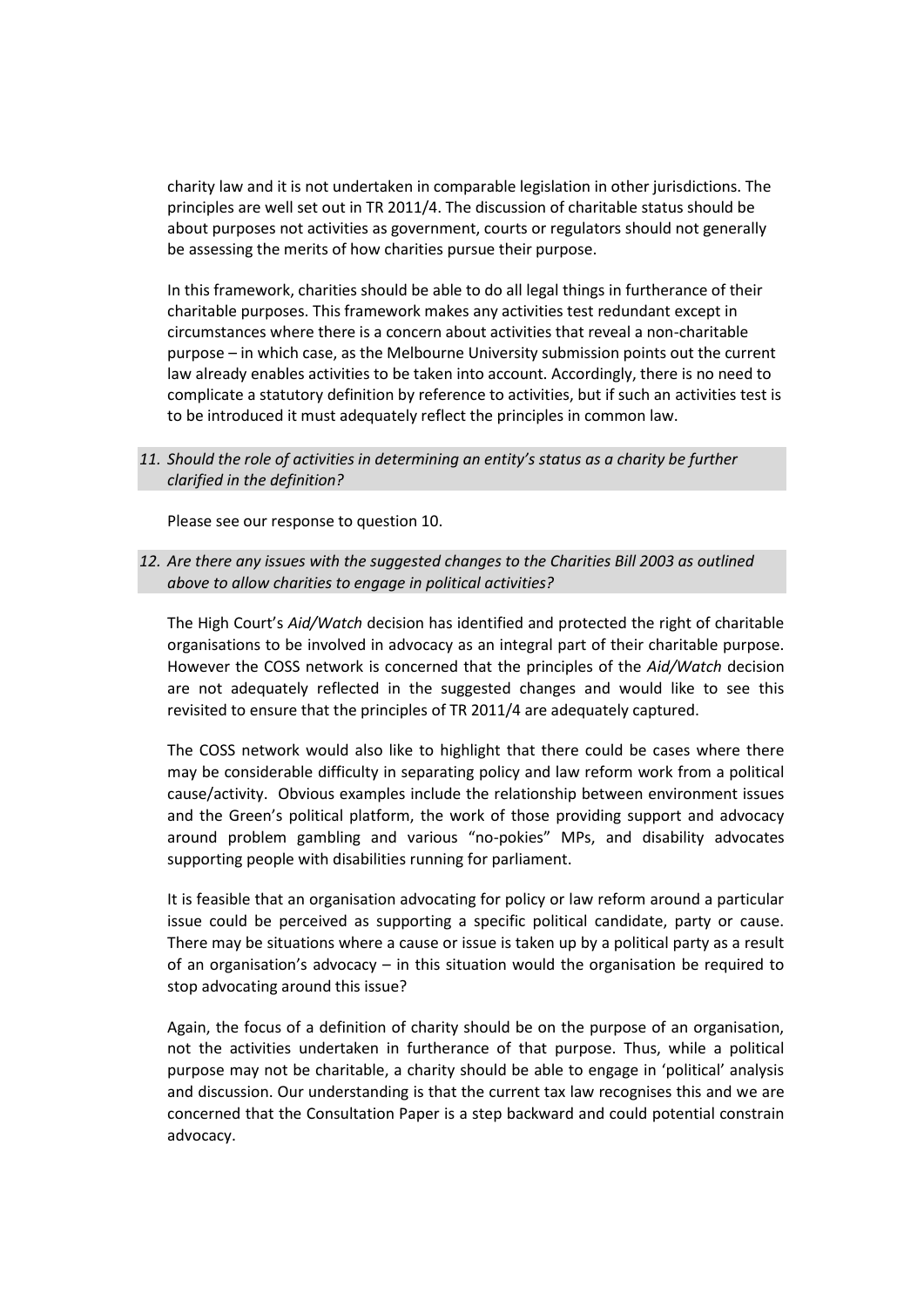charity law and it is not undertaken in comparable legislation in other jurisdictions. The principles are well set out in TR 2011/4. The discussion of charitable status should be about purposes not activities as government, courts or regulators should not generally be assessing the merits of how charities pursue their purpose.

In this framework, charities should be able to do all legal things in furtherance of their charitable purposes. This framework makes any activities test redundant except in circumstances where there is a concern about activities that reveal a non-charitable purpose – in which case, as the Melbourne University submission points out the current law already enables activities to be taken into account. Accordingly, there is no need to complicate a statutory definition by reference to activities, but if such an activities test is to be introduced it must adequately reflect the principles in common law.

*11. Should the role of activities in determining an entity's status as a charity be further clarified in the definition?*

Please see our response to question 10.

*12. Are there any issues with the suggested changes to the Charities Bill 2003 as outlined above to allow charities to engage in political activities?*

The High Court's *Aid/Watch* decision has identified and protected the right of charitable organisations to be involved in advocacy as an integral part of their charitable purpose. However the COSS network is concerned that the principles of the *Aid/Watch* decision are not adequately reflected in the suggested changes and would like to see this revisited to ensure that the principles of TR 2011/4 are adequately captured.

The COSS network would also like to highlight that there could be cases where there may be considerable difficulty in separating policy and law reform work from a political cause/activity. Obvious examples include the relationship between environment issues and the Green's political platform, the work of those providing support and advocacy around problem gambling and various "no-pokies" MPs, and disability advocates supporting people with disabilities running for parliament.

It is feasible that an organisation advocating for policy or law reform around a particular issue could be perceived as supporting a specific political candidate, party or cause. There may be situations where a cause or issue is taken up by a political party as a result of an organisation's advocacy – in this situation would the organisation be required to stop advocating around this issue?

Again, the focus of a definition of charity should be on the purpose of an organisation, not the activities undertaken in furtherance of that purpose. Thus, while a political purpose may not be charitable, a charity should be able to engage in 'political' analysis and discussion. Our understanding is that the current tax law recognises this and we are concerned that the Consultation Paper is a step backward and could potential constrain advocacy.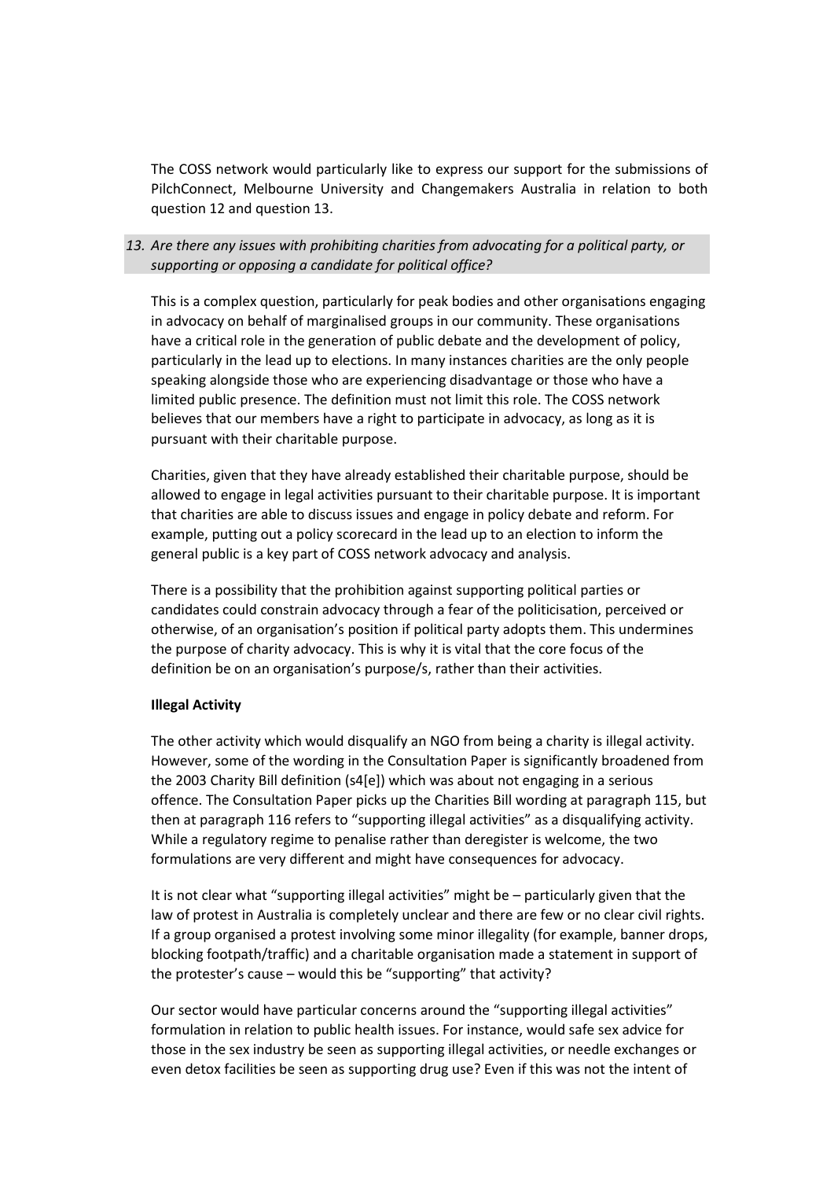The COSS network would particularly like to express our support for the submissions of PilchConnect, Melbourne University and Changemakers Australia in relation to both question 12 and question 13.

*13. Are there any issues with prohibiting charities from advocating for a political party, or supporting or opposing a candidate for political office?*

This is a complex question, particularly for peak bodies and other organisations engaging in advocacy on behalf of marginalised groups in our community. These organisations have a critical role in the generation of public debate and the development of policy, particularly in the lead up to elections. In many instances charities are the only people speaking alongside those who are experiencing disadvantage or those who have a limited public presence. The definition must not limit this role. The COSS network believes that our members have a right to participate in advocacy, as long as it is pursuant with their charitable purpose.

Charities, given that they have already established their charitable purpose, should be allowed to engage in legal activities pursuant to their charitable purpose. It is important that charities are able to discuss issues and engage in policy debate and reform. For example, putting out a policy scorecard in the lead up to an election to inform the general public is a key part of COSS network advocacy and analysis.

There is a possibility that the prohibition against supporting political parties or candidates could constrain advocacy through a fear of the politicisation, perceived or otherwise, of an organisation's position if political party adopts them. This undermines the purpose of charity advocacy. This is why it is vital that the core focus of the definition be on an organisation's purpose/s, rather than their activities.

**Illegal Activity**

The other activity which would disqualify an NGO from being a charity is illegal activity. However, some of the wording in the Consultation Paper is significantly broadened from the 2003 Charity Bill definition (s4[e]) which was about not engaging in a serious offence. The Consultation Paper picks up the Charities Bill wording at paragraph 115, but then at paragraph 116 refers to "supporting illegal activities" as a disqualifying activity. While a regulatory regime to penalise rather than deregister is welcome, the two formulations are very different and might have consequences for advocacy.

It is not clear what "supporting illegal activities" might be – particularly given that the law of protest in Australia is completely unclear and there are few or no clear civil rights. If a group organised a protest involving some minor illegality (for example, banner drops, blocking footpath/traffic) and a charitable organisation made a statement in support of the protester's cause – would this be "supporting" that activity?

Our sector would have particular concerns around the "supporting illegal activities" formulation in relation to public health issues. For instance, would safe sex advice for those in the sex industry be seen as supporting illegal activities, or needle exchanges or even detox facilities be seen as supporting drug use? Even if this was not the intent of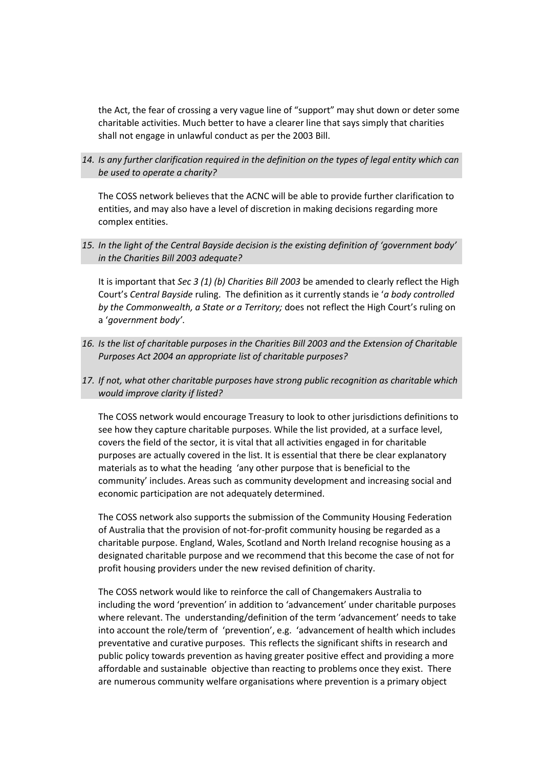the Act, the fear of crossing a very vague line of "support" may shut down or deter some charitable activities. Much better to have a clearer line that says simply that charities shall not engage in unlawful conduct as per the 2003 Bill.

*14. Is any further clarification required in the definition on the types of legal entity which can be used to operate a charity?*

The COSS network believes that the ACNC will be able to provide further clarification to entities, and may also have a level of discretion in making decisions regarding more complex entities.

*15. In the light of the Central Bayside decision is the existing definition of 'government body' in the Charities Bill 2003 adequate?*

It is important that *Sec 3 (1) (b) Charities Bill 2003* be amended to clearly reflect the High Court's *Central Bayside* ruling. The definition as it currently stands ie '*a body controlled by the Commonwealth, a State or a Territory;* does not reflect the High Court's ruling on a '*government body*'.

*16. Is the list of charitable purposes in the Charities Bill 2003 and the Extension of Charitable Purposes Act 2004 an appropriate list of charitable purposes?*

*17. If not, what other charitable purposes have strong public recognition as charitable which would improve clarity if listed?*

The COSS network would encourage Treasury to look to other jurisdictions definitions to see how they capture charitable purposes. While the list provided, at a surface level, covers the field of the sector, it is vital that all activities engaged in for charitable purposes are actually covered in the list. It is essential that there be clear explanatory materials as to what the heading 'any other purpose that is beneficial to the community' includes. Areas such as community development and increasing social and economic participation are not adequately determined.

The COSS network also supports the submission of the Community Housing Federation of Australia that the provision of not-for-profit community housing be regarded as a charitable purpose. England, Wales, Scotland and North Ireland recognise housing as a designated charitable purpose and we recommend that this become the case of not for profit housing providers under the new revised definition of charity.

The COSS network would like to reinforce the call of Changemakers Australia to including the word 'prevention' in addition to 'advancement' under charitable purposes where relevant. The understanding/definition of the term 'advancement' needs to take into account the role/term of 'prevention', e.g. 'advancement of health which includes preventative and curative purposes. This reflects the significant shifts in research and public policy towards prevention as having greater positive effect and providing a more affordable and sustainable objective than reacting to problems once they exist. There are numerous community welfare organisations where prevention is a primary object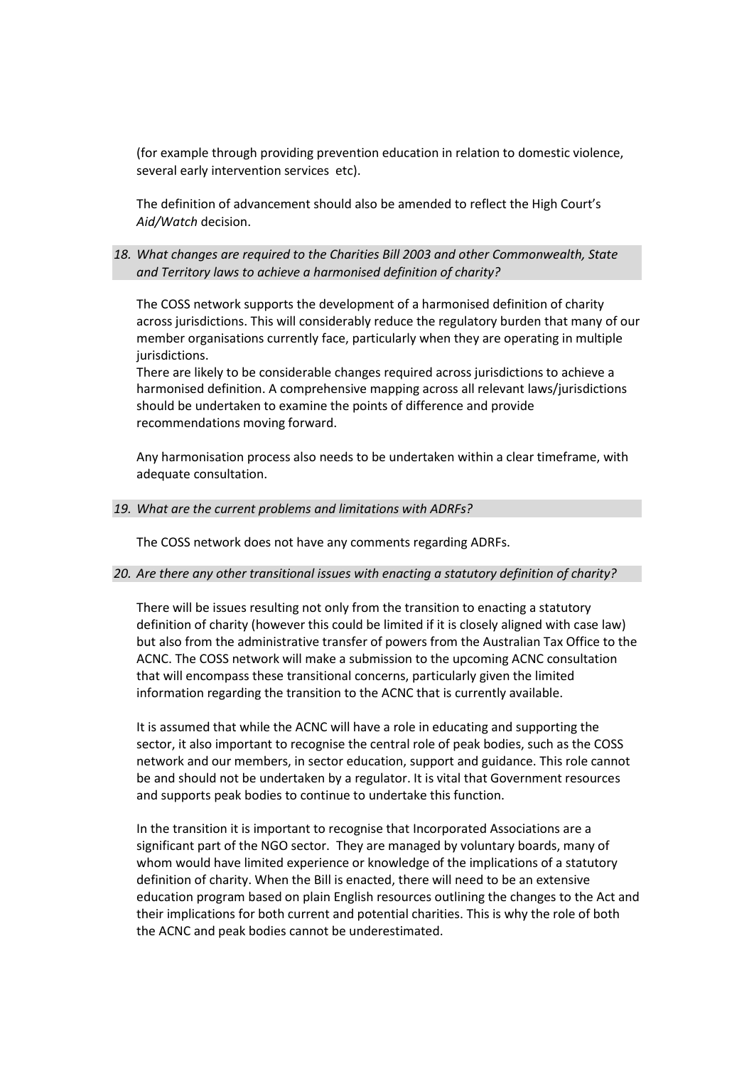(for example through providing prevention education in relation to domestic violence, several early intervention services etc).

The definition of advancement should also be amended to reflect the High Court's *Aid/Watch* decision.

*18. What changes are required to the Charities Bill 2003 and other Commonwealth, State and Territory laws to achieve a harmonised definition of charity?*

The COSS network supports the development of a harmonised definition of charity across jurisdictions. This will considerably reduce the regulatory burden that many of our member organisations currently face, particularly when they are operating in multiple jurisdictions.
There are likely to be considerable changes required across jurisdictions to achieve a harmonised definition. A comprehensive mapping across all relevant laws/jurisdictions should be undertaken to examine the points of difference and provide recommendations moving forward.

Any harmonisation process also needs to be undertaken within a clear timeframe, with adequate consultation.

*19. What are the current problems and limitations with ADRFs?*

The COSS network does not have any comments regarding ADRFs.

*20. Are there any other transitional issues with enacting a statutory definition of charity?*

There will be issues resulting not only from the transition to enacting a statutory definition of charity (however this could be limited if it is closely aligned with case law) but also from the administrative transfer of powers from the Australian Tax Office to the ACNC. The COSS network will make a submission to the upcoming ACNC consultation that will encompass these transitional concerns, particularly given the limited information regarding the transition to the ACNC that is currently available.

It is assumed that while the ACNC will have a role in educating and supporting the sector, it also important to recognise the central role of peak bodies, such as the COSS network and our members, in sector education, support and guidance. This role cannot be and should not be undertaken by a regulator. It is vital that Government resources and supports peak bodies to continue to undertake this function.

In the transition it is important to recognise that Incorporated Associations are a significant part of the NGO sector. They are managed by voluntary boards, many of whom would have limited experience or knowledge of the implications of a statutory definition of charity. When the Bill is enacted, there will need to be an extensive education program based on plain English resources outlining the changes to the Act and their implications for both current and potential charities. This is why the role of both the ACNC and peak bodies cannot be underestimated.